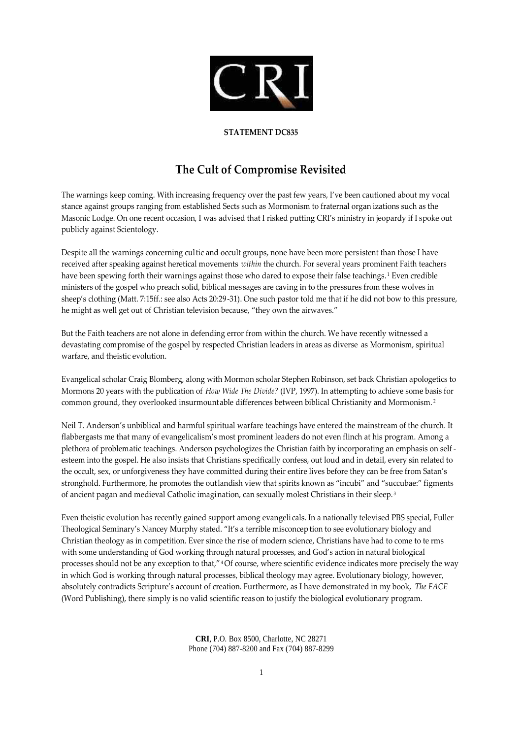CRI

**STATEMENT DC835**

# The Cult of Compromise Revisited

The warnings keep coming. With increasing frequency over the past few years, I've been cautioned about my vocal stance against groups ranging from established Sects such as Mormonism to fraternal organ izations such as the Masonic Lodge. On one recent occasion, I was advised that I risked putting CRI's ministry in jeopardy if I spoke out publicly against Scientology.

Despite all the warnings concerning cultic and occult groups, none have been more persistent than those I have received after speaking against heretical movements *within* the church. For several years prominent Faith teachers have been spewing forth their warnings against those who dared to expose their false teachings.[1] Even credible ministers of the gospel who preach solid, biblical messages are caving in to the pressures from these wolves in sheep's clothing (Matt. 7:15ff.: see also Acts 20:29-31). One such pastor told me that if he did not bow to this pressure, he might as well get out of Christian television because, "they own the airwaves."

But the Faith teachers are not alone in defending error from within the church. We have recently witnessed a devastating compromise of the gospel by respected Christian leaders in areas as diverse as Mormonism, spiritual warfare, and theistic evolution.

Evangelical scholar Craig Blomberg, along with Mormon scholar Stephen Robinson, set back Christian apologetics to Mormons 20 years with the publication of *How Wide The Divide?* (IVP, 1997). In attempting to achieve some basis for common ground, they overlooked insurmountable differences between biblical Christianity and Mormonism.[2]

Neil T. Anderson's unbiblical and harmful spiritual warfare teachings have entered the mainstream of the church. It flabbergasts me that many of evangelicalism's most prominent leaders do not even flinch at his program. Among a plethora of problematic teachings. Anderson psychologizes the Christian faith by incorporating an emphasis on self-esteem into the gospel. He also insists that Christians specifically confess, out loud and in detail, every sin related to the occult, sex, or unforgiveness they have committed during their entire lives before they can be free from Satan's stronghold. Furthermore, he promotes the outlandish view that spirits known as "incubi" and "succubae:" figments of ancient pagan and medieval Catholic imagination, can sexually molest Christians in their sleep.[3]

Even theistic evolution has recently gained support among evangelicals. In a nationally televised PBS special, Fuller Theological Seminary's Nancey Murphy stated. "It's a terrible misconception to see evolutionary biology and Christian theology as in competition. Ever since the rise of modern science, Christians have had to come to terms with some understanding of God working through natural processes, and God's action in natural biological processes should not be any exception to that,"[4] Of course, where scientific evidence indicates more precisely the way in which God is working through natural processes, biblical theology may agree. Evolutionary biology, however, absolutely contradicts Scripture's account of creation. Furthermore, as I have demonstrated in my book, *The FACE* (Word Publishing), there simply is no valid scientific reason to justify the biological evolutionary program.

**CRI**, P.O. Box 8500, Charlotte, NC 28271
Phone (704) 887-8200 and Fax (704) 887-8299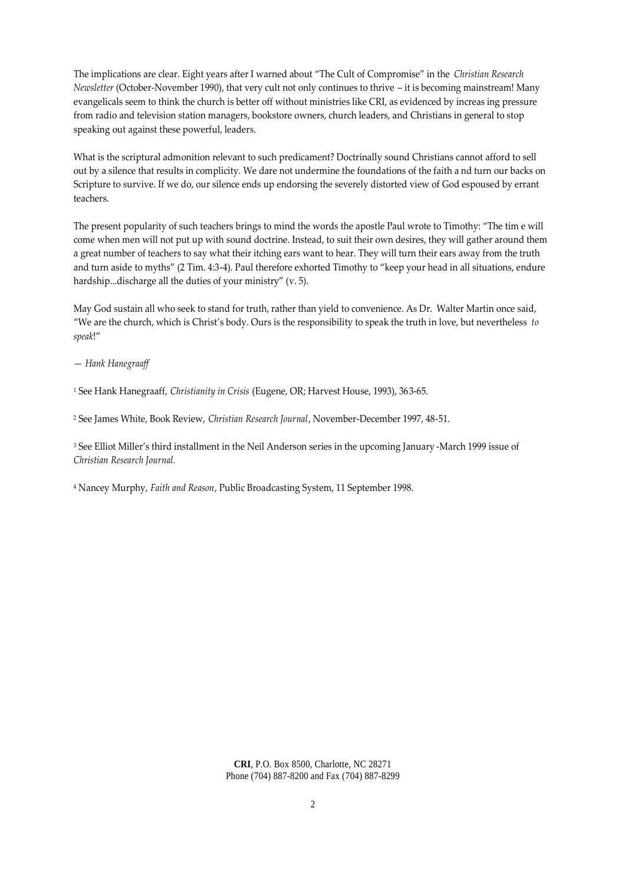The implications are clear. Eight years after I warned about "The Cult of Compromise" in the *Christian Research Newsletter* (October-November 1990), that very cult not only continues to thrive – it is becoming mainstream! Many evangelicals seem to think the church is better off without ministries like CRI, as evidenced by increas ing pressure from radio and television station managers, bookstore owners, church leaders, and Christians in general to stop speaking out against these powerful, leaders.

What is the scriptural admonition relevant to such predicament? Doctrinally sound Christians cannot afford to sell out by a silence that results in complicity. We dare not undermine the foundations of the faith a nd turn our backs on Scripture to survive. If we do, our silence ends up endorsing the severely distorted view of God espoused by errant teachers.

The present popularity of such teachers brings to mind the words the apostle Paul wrote to Timothy: "The tim e will come when men will not put up with sound doctrine. Instead, to suit their own desires, they will gather around them a great number of teachers to say what their itching ears want to hear. They will turn their ears away from the truth and turn aside to myths" (2 Tim. 4:3-4). Paul therefore exhorted Timothy to "keep your head in all situations, endure hardship...discharge all the duties of your ministry" (v. 5).

May God sustain all who seek to stand for truth, rather than yield to convenience. As Dr. Walter Martin once said, "We are the church, which is Christ's body. Ours is the responsibility to speak the truth in love, but nevertheless *to speak*!"

— *Hank Hanegraaff*

[1] See Hank Hanegraaff, *Christianity in Crisis* (Eugene, OR; Harvest House, 1993), 363-65.

[2] See James White, Book Review, *Christian Research Journal*, November-December 1997, 48-51.

[3] See Elliot Miller's third installment in the Neil Anderson series in the upcoming January -March 1999 issue of *Christian Research Journal.*

[4] Nancey Murphy, *Faith and Reason*, Public Broadcasting System, 11 September 1998.

**CRI**, P.O. Box 8500, Charlotte, NC 28271
Phone (704) 887-8200 and Fax (704) 887-8299